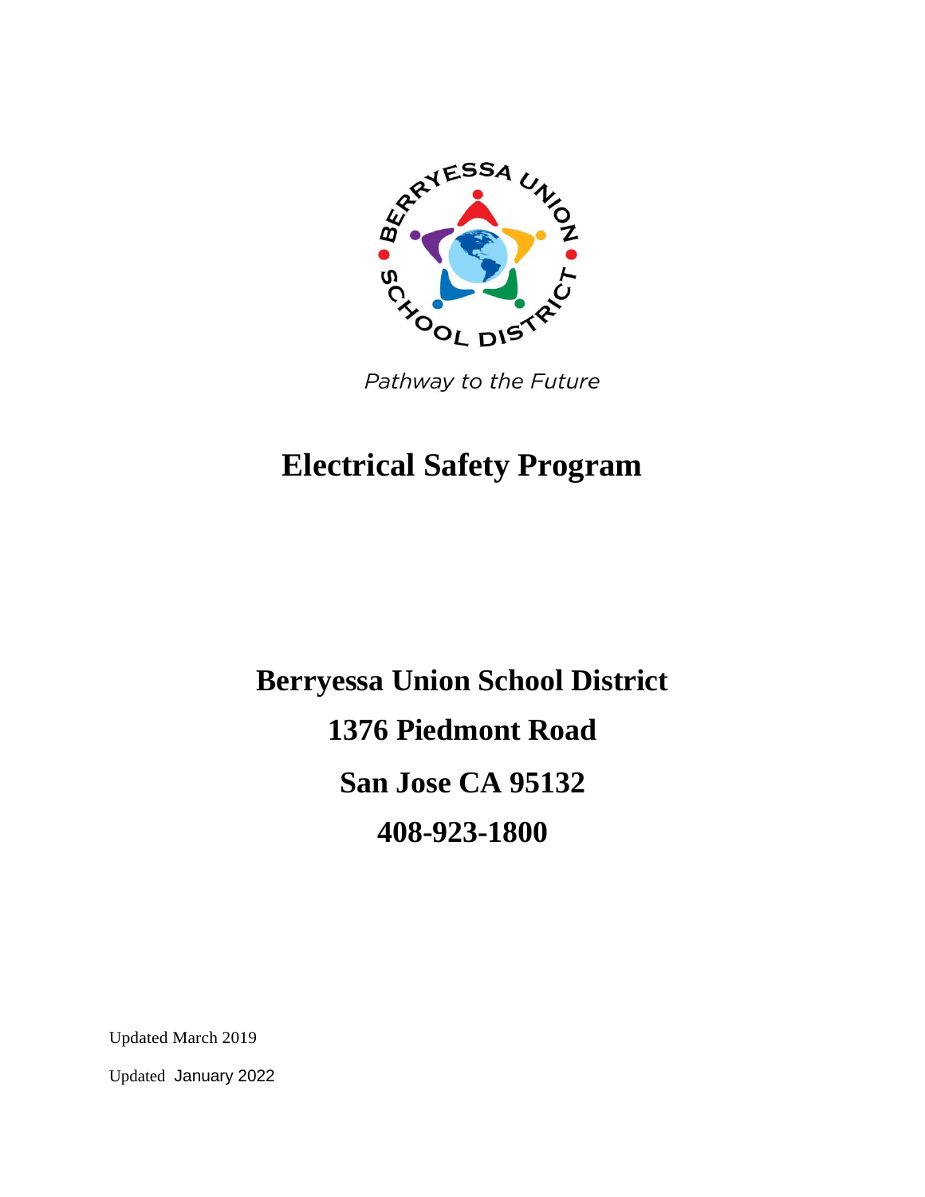Pathway to the Future

# Electrical Safety Program

## Berryessa Union School District

## 1376 Piedmont Road

## San Jose CA 95132

## 408-923-1800

Updated March 2019

Updated January 2022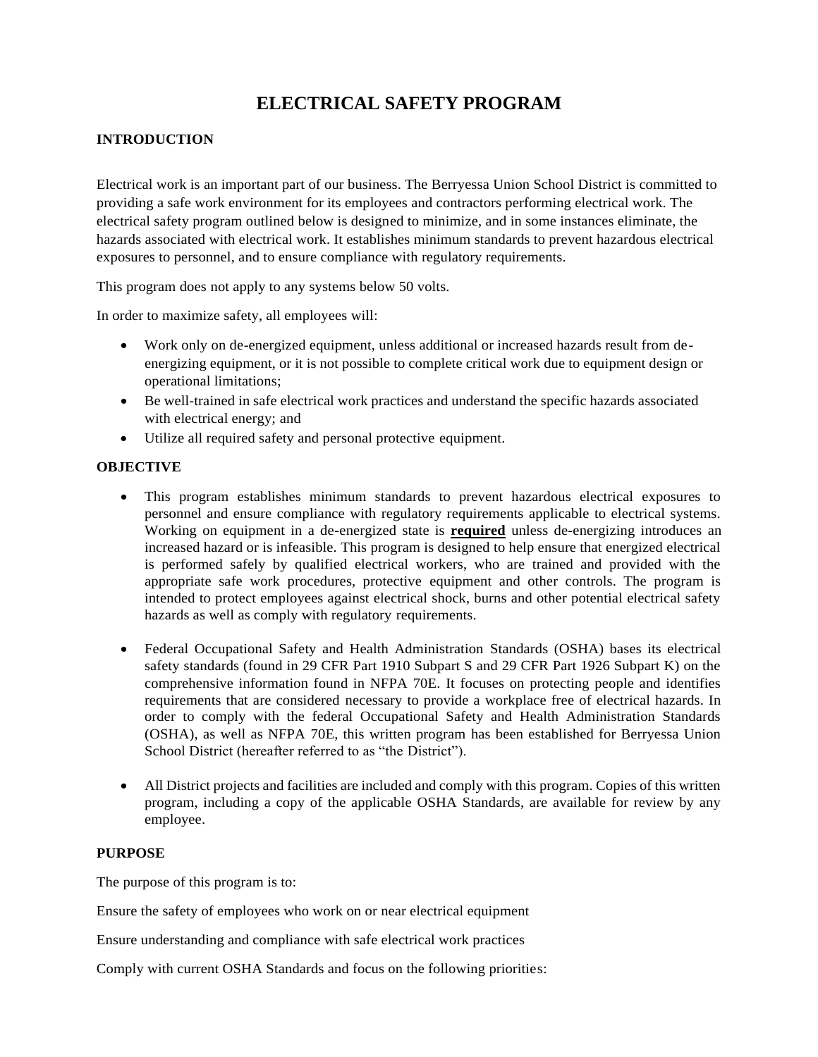# ELECTRICAL SAFETY PROGRAM

## INTRODUCTION

Electrical work is an important part of our business. The Berryessa Union School District is committed to providing a safe work environment for its employees and contractors performing electrical work. The electrical safety program outlined below is designed to minimize, and in some instances eliminate, the hazards associated with electrical work. It establishes minimum standards to prevent hazardous electrical exposures to personnel, and to ensure compliance with regulatory requirements.

This program does not apply to any systems below 50 volts.

In order to maximize safety, all employees will:

- Work only on de-energized equipment, unless additional or increased hazards result from de-energizing equipment, or it is not possible to complete critical work due to equipment design or operational limitations;
- Be well-trained in safe electrical work practices and understand the specific hazards associated with electrical energy; and
- Utilize all required safety and personal protective equipment.

## OBJECTIVE

- This program establishes minimum standards to prevent hazardous electrical exposures to personnel and ensure compliance with regulatory requirements applicable to electrical systems. Working on equipment in a de-energized state is **required** unless de-energizing introduces an increased hazard or is infeasible. This program is designed to help ensure that energized electrical is performed safely by qualified electrical workers, who are trained and provided with the appropriate safe work procedures, protective equipment and other controls. The program is intended to protect employees against electrical shock, burns and other potential electrical safety hazards as well as comply with regulatory requirements.
- Federal Occupational Safety and Health Administration Standards (OSHA) bases its electrical safety standards (found in 29 CFR Part 1910 Subpart S and 29 CFR Part 1926 Subpart K) on the comprehensive information found in NFPA 70E. It focuses on protecting people and identifies requirements that are considered necessary to provide a workplace free of electrical hazards. In order to comply with the federal Occupational Safety and Health Administration Standards (OSHA), as well as NFPA 70E, this written program has been established for Berryessa Union School District (hereafter referred to as "the District").
- All District projects and facilities are included and comply with this program. Copies of this written program, including a copy of the applicable OSHA Standards, are available for review by any employee.

## PURPOSE

The purpose of this program is to:

Ensure the safety of employees who work on or near electrical equipment

Ensure understanding and compliance with safe electrical work practices

Comply with current OSHA Standards and focus on the following priorities: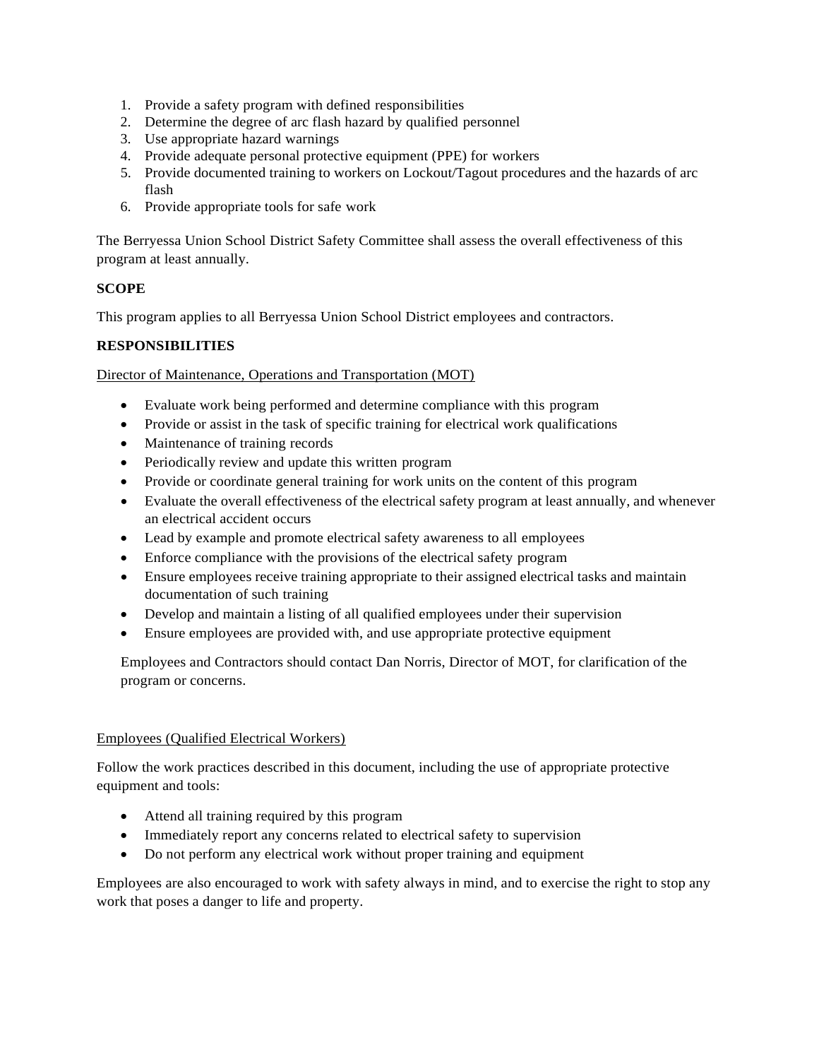1. Provide a safety program with defined responsibilities
2. Determine the degree of arc flash hazard by qualified personnel
3. Use appropriate hazard warnings
4. Provide adequate personal protective equipment (PPE) for workers
5. Provide documented training to workers on Lockout/Tagout procedures and the hazards of arc flash
6. Provide appropriate tools for safe work

The Berryessa Union School District Safety Committee shall assess the overall effectiveness of this program at least annually.

**SCOPE**

This program applies to all Berryessa Union School District employees and contractors.

**RESPONSIBILITIES**

<u>Director of Maintenance, Operations and Transportation (MOT)</u>

- Evaluate work being performed and determine compliance with this program
- Provide or assist in the task of specific training for electrical work qualifications
- Maintenance of training records
- Periodically review and update this written program
- Provide or coordinate general training for work units on the content of this program
- Evaluate the overall effectiveness of the electrical safety program at least annually, and whenever an electrical accident occurs
- Lead by example and promote electrical safety awareness to all employees
- Enforce compliance with the provisions of the electrical safety program
- Ensure employees receive training appropriate to their assigned electrical tasks and maintain documentation of such training
- Develop and maintain a listing of all qualified employees under their supervision
- Ensure employees are provided with, and use appropriate protective equipment

Employees and Contractors should contact Dan Norris, Director of MOT, for clarification of the program or concerns.

<u>Employees (Qualified Electrical Workers)</u>

Follow the work practices described in this document, including the use of appropriate protective equipment and tools:

- Attend all training required by this program
- Immediately report any concerns related to electrical safety to supervision
- Do not perform any electrical work without proper training and equipment

Employees are also encouraged to work with safety always in mind, and to exercise the right to stop any work that poses a danger to life and property.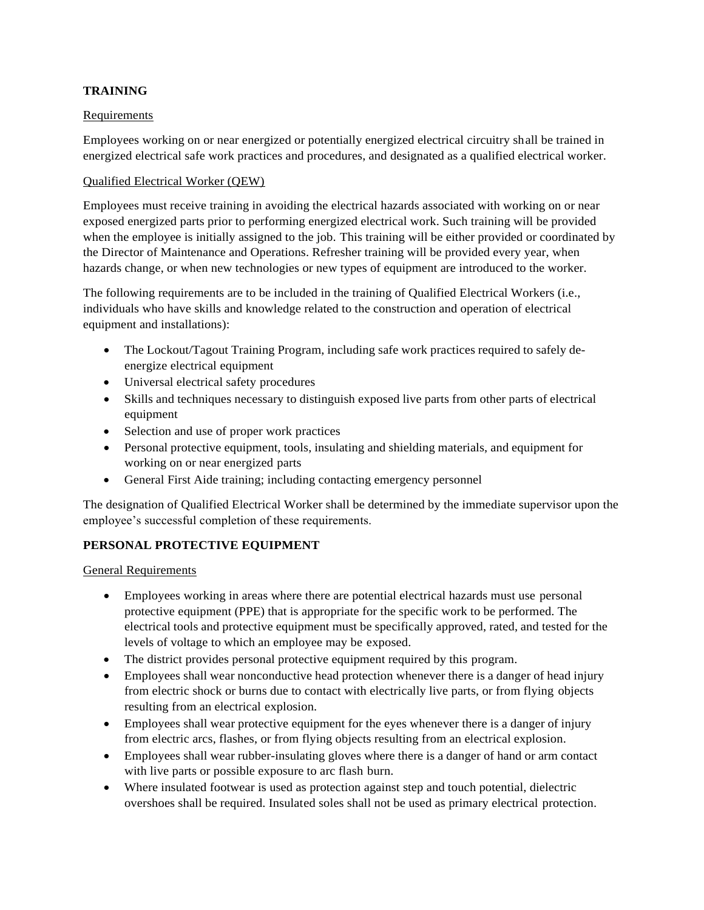## TRAINING

Requirements

Employees working on or near energized or potentially energized electrical circuitry shall be trained in energized electrical safe work practices and procedures, and designated as a qualified electrical worker.

Qualified Electrical Worker (QEW)

Employees must receive training in avoiding the electrical hazards associated with working on or near exposed energized parts prior to performing energized electrical work. Such training will be provided when the employee is initially assigned to the job. This training will be either provided or coordinated by the Director of Maintenance and Operations. Refresher training will be provided every year, when hazards change, or when new technologies or new types of equipment are introduced to the worker.

The following requirements are to be included in the training of Qualified Electrical Workers (i.e., individuals who have skills and knowledge related to the construction and operation of electrical equipment and installations):

- The Lockout/Tagout Training Program, including safe work practices required to safely de-energize electrical equipment
- Universal electrical safety procedures
- Skills and techniques necessary to distinguish exposed live parts from other parts of electrical equipment
- Selection and use of proper work practices
- Personal protective equipment, tools, insulating and shielding materials, and equipment for working on or near energized parts
- General First Aide training; including contacting emergency personnel

The designation of Qualified Electrical Worker shall be determined by the immediate supervisor upon the employee's successful completion of these requirements.

## PERSONAL PROTECTIVE EQUIPMENT

General Requirements

- Employees working in areas where there are potential electrical hazards must use personal protective equipment (PPE) that is appropriate for the specific work to be performed. The electrical tools and protective equipment must be specifically approved, rated, and tested for the levels of voltage to which an employee may be exposed.
- The district provides personal protective equipment required by this program.
- Employees shall wear nonconductive head protection whenever there is a danger of head injury from electric shock or burns due to contact with electrically live parts, or from flying objects resulting from an electrical explosion.
- Employees shall wear protective equipment for the eyes whenever there is a danger of injury from electric arcs, flashes, or from flying objects resulting from an electrical explosion.
- Employees shall wear rubber-insulating gloves where there is a danger of hand or arm contact with live parts or possible exposure to arc flash burn.
- Where insulated footwear is used as protection against step and touch potential, dielectric overshoes shall be required. Insulated soles shall not be used as primary electrical protection.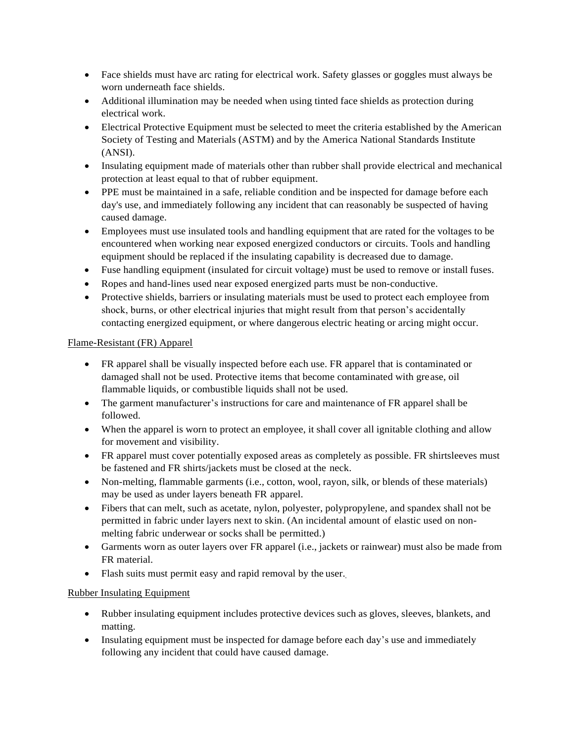- Face shields must have arc rating for electrical work. Safety glasses or goggles must always be worn underneath face shields.
- Additional illumination may be needed when using tinted face shields as protection during electrical work.
- Electrical Protective Equipment must be selected to meet the criteria established by the American Society of Testing and Materials (ASTM) and by the America National Standards Institute (ANSI).
- Insulating equipment made of materials other than rubber shall provide electrical and mechanical protection at least equal to that of rubber equipment.
- PPE must be maintained in a safe, reliable condition and be inspected for damage before each day's use, and immediately following any incident that can reasonably be suspected of having caused damage.
- Employees must use insulated tools and handling equipment that are rated for the voltages to be encountered when working near exposed energized conductors or circuits. Tools and handling equipment should be replaced if the insulating capability is decreased due to damage.
- Fuse handling equipment (insulated for circuit voltage) must be used to remove or install fuses.
- Ropes and hand-lines used near exposed energized parts must be non-conductive.
- Protective shields, barriers or insulating materials must be used to protect each employee from shock, burns, or other electrical injuries that might result from that person's accidentally contacting energized equipment, or where dangerous electric heating or arcing might occur.

Flame-Resistant (FR) Apparel

- FR apparel shall be visually inspected before each use. FR apparel that is contaminated or damaged shall not be used. Protective items that become contaminated with grease, oil flammable liquids, or combustible liquids shall not be used.
- The garment manufacturer's instructions for care and maintenance of FR apparel shall be followed.
- When the apparel is worn to protect an employee, it shall cover all ignitable clothing and allow for movement and visibility.
- FR apparel must cover potentially exposed areas as completely as possible. FR shirtsleeves must be fastened and FR shirts/jackets must be closed at the neck.
- Non-melting, flammable garments (i.e., cotton, wool, rayon, silk, or blends of these materials) may be used as under layers beneath FR apparel.
- Fibers that can melt, such as acetate, nylon, polyester, polypropylene, and spandex shall not be permitted in fabric under layers next to skin. (An incidental amount of elastic used on non-melting fabric underwear or socks shall be permitted.)
- Garments worn as outer layers over FR apparel (i.e., jackets or rainwear) must also be made from FR material.
- Flash suits must permit easy and rapid removal by the user.

Rubber Insulating Equipment

- Rubber insulating equipment includes protective devices such as gloves, sleeves, blankets, and matting.
- Insulating equipment must be inspected for damage before each day's use and immediately following any incident that could have caused damage.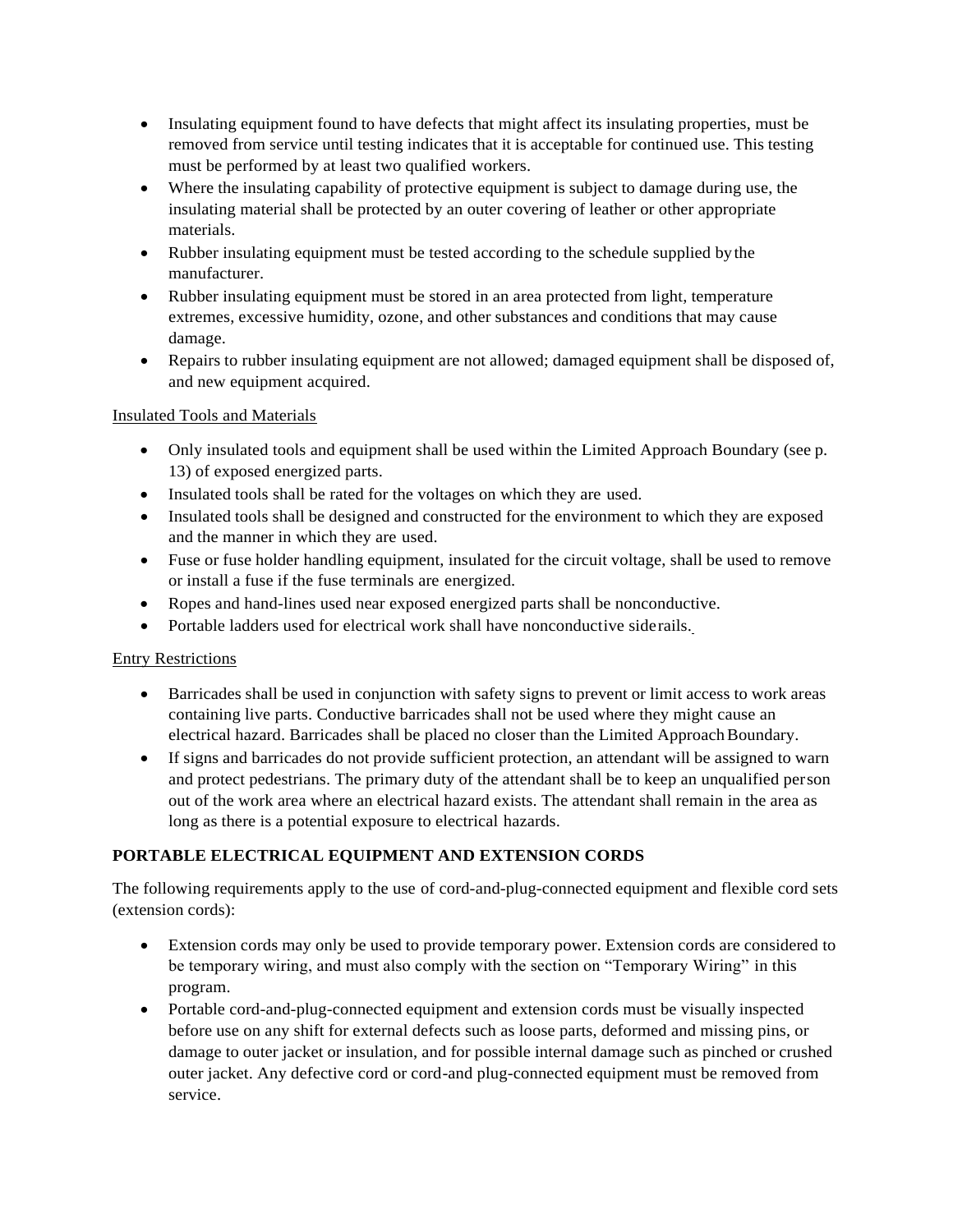- Insulating equipment found to have defects that might affect its insulating properties, must be removed from service until testing indicates that it is acceptable for continued use. This testing must be performed by at least two qualified workers.
- Where the insulating capability of protective equipment is subject to damage during use, the insulating material shall be protected by an outer covering of leather or other appropriate materials.
- Rubber insulating equipment must be tested according to the schedule supplied by the manufacturer.
- Rubber insulating equipment must be stored in an area protected from light, temperature extremes, excessive humidity, ozone, and other substances and conditions that may cause damage.
- Repairs to rubber insulating equipment are not allowed; damaged equipment shall be disposed of, and new equipment acquired.

Insulated Tools and Materials

- Only insulated tools and equipment shall be used within the Limited Approach Boundary (see p. 13) of exposed energized parts.
- Insulated tools shall be rated for the voltages on which they are used.
- Insulated tools shall be designed and constructed for the environment to which they are exposed and the manner in which they are used.
- Fuse or fuse holder handling equipment, insulated for the circuit voltage, shall be used to remove or install a fuse if the fuse terminals are energized.
- Ropes and hand-lines used near exposed energized parts shall be nonconductive.
- Portable ladders used for electrical work shall have nonconductive siderails.

Entry Restrictions

- Barricades shall be used in conjunction with safety signs to prevent or limit access to work areas containing live parts. Conductive barricades shall not be used where they might cause an electrical hazard. Barricades shall be placed no closer than the Limited Approach Boundary.
- If signs and barricades do not provide sufficient protection, an attendant will be assigned to warn and protect pedestrians. The primary duty of the attendant shall be to keep an unqualified person out of the work area where an electrical hazard exists. The attendant shall remain in the area as long as there is a potential exposure to electrical hazards.

**PORTABLE ELECTRICAL EQUIPMENT AND EXTENSION CORDS**

The following requirements apply to the use of cord-and-plug-connected equipment and flexible cord sets (extension cords):

- Extension cords may only be used to provide temporary power. Extension cords are considered to be temporary wiring, and must also comply with the section on "Temporary Wiring" in this program.
- Portable cord-and-plug-connected equipment and extension cords must be visually inspected before use on any shift for external defects such as loose parts, deformed and missing pins, or damage to outer jacket or insulation, and for possible internal damage such as pinched or crushed outer jacket. Any defective cord or cord-and plug-connected equipment must be removed from service.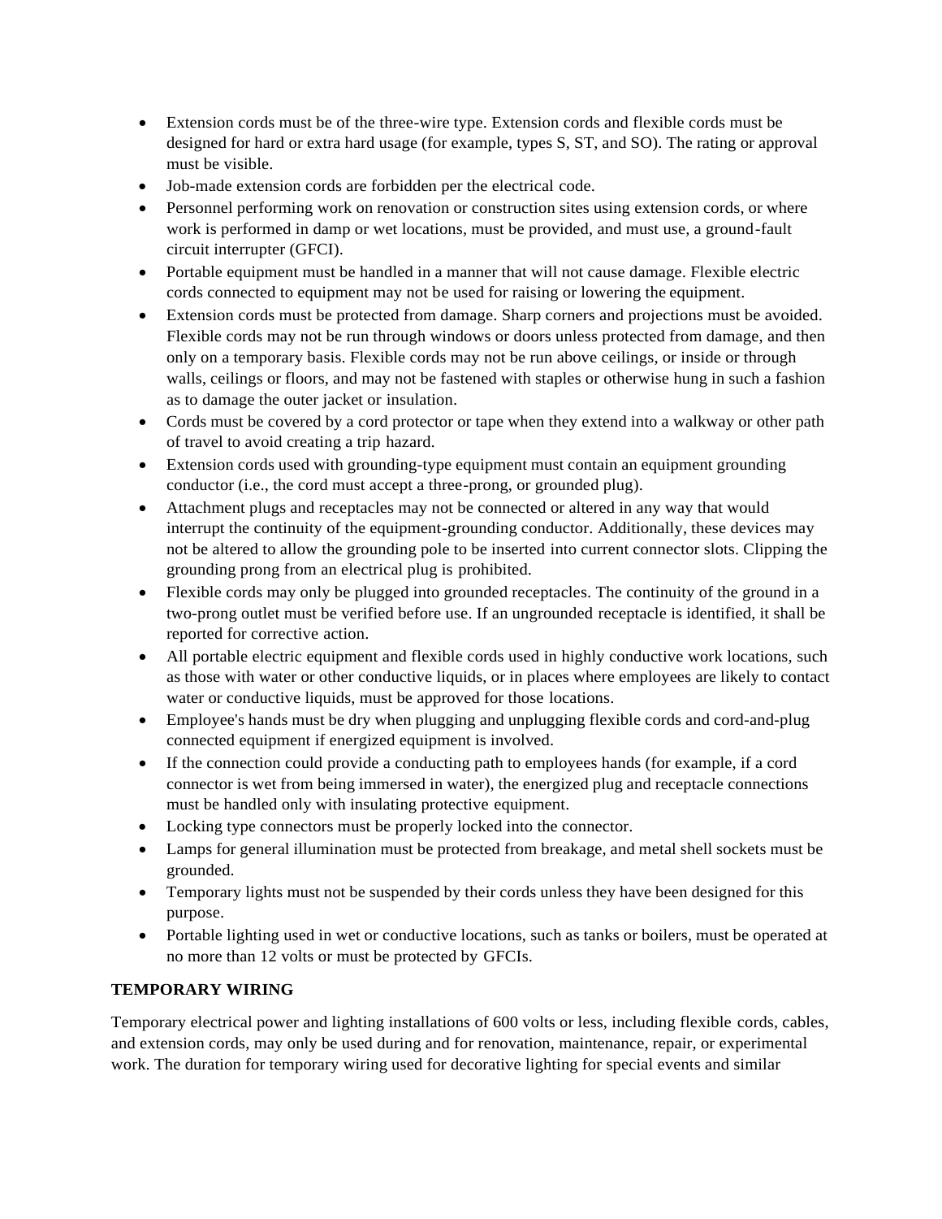- Extension cords must be of the three-wire type. Extension cords and flexible cords must be designed for hard or extra hard usage (for example, types S, ST, and SO). The rating or approval must be visible.
- Job-made extension cords are forbidden per the electrical code.
- Personnel performing work on renovation or construction sites using extension cords, or where work is performed in damp or wet locations, must be provided, and must use, a ground-fault circuit interrupter (GFCI).
- Portable equipment must be handled in a manner that will not cause damage. Flexible electric cords connected to equipment may not be used for raising or lowering the equipment.
- Extension cords must be protected from damage. Sharp corners and projections must be avoided. Flexible cords may not be run through windows or doors unless protected from damage, and then only on a temporary basis. Flexible cords may not be run above ceilings, or inside or through walls, ceilings or floors, and may not be fastened with staples or otherwise hung in such a fashion as to damage the outer jacket or insulation.
- Cords must be covered by a cord protector or tape when they extend into a walkway or other path of travel to avoid creating a trip hazard.
- Extension cords used with grounding-type equipment must contain an equipment grounding conductor (i.e., the cord must accept a three-prong, or grounded plug).
- Attachment plugs and receptacles may not be connected or altered in any way that would interrupt the continuity of the equipment-grounding conductor. Additionally, these devices may not be altered to allow the grounding pole to be inserted into current connector slots. Clipping the grounding prong from an electrical plug is prohibited.
- Flexible cords may only be plugged into grounded receptacles. The continuity of the ground in a two-prong outlet must be verified before use. If an ungrounded receptacle is identified, it shall be reported for corrective action.
- All portable electric equipment and flexible cords used in highly conductive work locations, such as those with water or other conductive liquids, or in places where employees are likely to contact water or conductive liquids, must be approved for those locations.
- Employee's hands must be dry when plugging and unplugging flexible cords and cord-and-plug connected equipment if energized equipment is involved.
- If the connection could provide a conducting path to employees hands (for example, if a cord connector is wet from being immersed in water), the energized plug and receptacle connections must be handled only with insulating protective equipment.
- Locking type connectors must be properly locked into the connector.
- Lamps for general illumination must be protected from breakage, and metal shell sockets must be grounded.
- Temporary lights must not be suspended by their cords unless they have been designed for this purpose.
- Portable lighting used in wet or conductive locations, such as tanks or boilers, must be operated at no more than 12 volts or must be protected by GFCIs.

## TEMPORARY WIRING

Temporary electrical power and lighting installations of 600 volts or less, including flexible cords, cables, and extension cords, may only be used during and for renovation, maintenance, repair, or experimental work. The duration for temporary wiring used for decorative lighting for special events and similar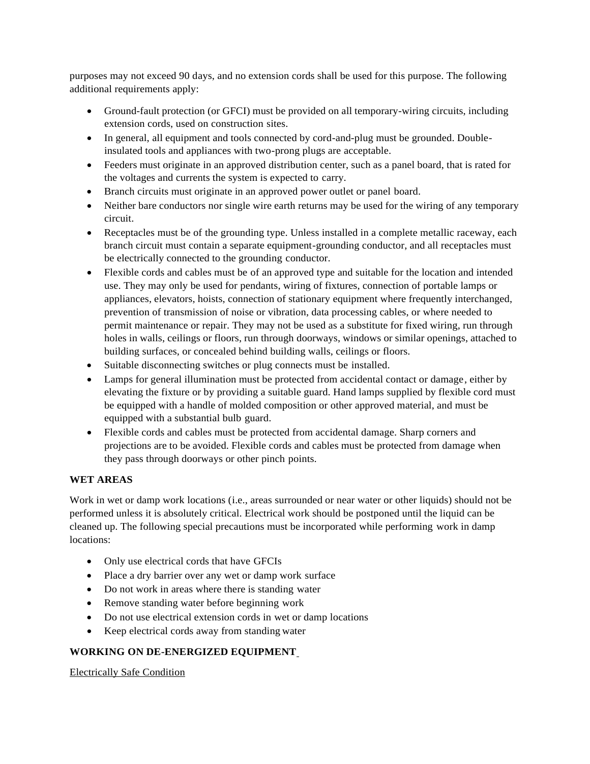purposes may not exceed 90 days, and no extension cords shall be used for this purpose. The following additional requirements apply:

- Ground-fault protection (or GFCI) must be provided on all temporary-wiring circuits, including extension cords, used on construction sites.
- In general, all equipment and tools connected by cord-and-plug must be grounded. Double-insulated tools and appliances with two-prong plugs are acceptable.
- Feeders must originate in an approved distribution center, such as a panel board, that is rated for the voltages and currents the system is expected to carry.
- Branch circuits must originate in an approved power outlet or panel board.
- Neither bare conductors nor single wire earth returns may be used for the wiring of any temporary circuit.
- Receptacles must be of the grounding type. Unless installed in a complete metallic raceway, each branch circuit must contain a separate equipment-grounding conductor, and all receptacles must be electrically connected to the grounding conductor.
- Flexible cords and cables must be of an approved type and suitable for the location and intended use. They may only be used for pendants, wiring of fixtures, connection of portable lamps or appliances, elevators, hoists, connection of stationary equipment where frequently interchanged, prevention of transmission of noise or vibration, data processing cables, or where needed to permit maintenance or repair. They may not be used as a substitute for fixed wiring, run through holes in walls, ceilings or floors, run through doorways, windows or similar openings, attached to building surfaces, or concealed behind building walls, ceilings or floors.
- Suitable disconnecting switches or plug connects must be installed.
- Lamps for general illumination must be protected from accidental contact or damage, either by elevating the fixture or by providing a suitable guard. Hand lamps supplied by flexible cord must be equipped with a handle of molded composition or other approved material, and must be equipped with a substantial bulb guard.
- Flexible cords and cables must be protected from accidental damage. Sharp corners and projections are to be avoided. Flexible cords and cables must be protected from damage when they pass through doorways or other pinch points.

**WET AREAS**

Work in wet or damp work locations (i.e., areas surrounded or near water or other liquids) should not be performed unless it is absolutely critical. Electrical work should be postponed until the liquid can be cleaned up. The following special precautions must be incorporated while performing work in damp locations:

- Only use electrical cords that have GFCIs
- Place a dry barrier over any wet or damp work surface
- Do not work in areas where there is standing water
- Remove standing water before beginning work
- Do not use electrical extension cords in wet or damp locations
- Keep electrical cords away from standing water

**WORKING ON DE-ENERGIZED EQUIPMENT**

Electrically Safe Condition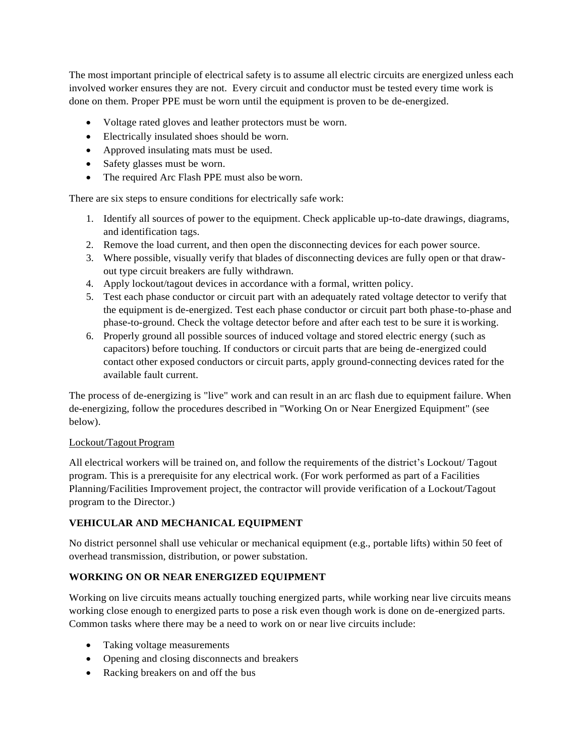The most important principle of electrical safety is to assume all electric circuits are energized unless each involved worker ensures they are not. Every circuit and conductor must be tested every time work is done on them. Proper PPE must be worn until the equipment is proven to be de-energized.

- Voltage rated gloves and leather protectors must be worn.
- Electrically insulated shoes should be worn.
- Approved insulating mats must be used.
- Safety glasses must be worn.
- The required Arc Flash PPE must also be worn.

There are six steps to ensure conditions for electrically safe work:

1. Identify all sources of power to the equipment. Check applicable up-to-date drawings, diagrams, and identification tags.
2. Remove the load current, and then open the disconnecting devices for each power source.
3. Where possible, visually verify that blades of disconnecting devices are fully open or that draw-out type circuit breakers are fully withdrawn.
4. Apply lockout/tagout devices in accordance with a formal, written policy.
5. Test each phase conductor or circuit part with an adequately rated voltage detector to verify that the equipment is de-energized. Test each phase conductor or circuit part both phase-to-phase and phase-to-ground. Check the voltage detector before and after each test to be sure it is working.
6. Properly ground all possible sources of induced voltage and stored electric energy (such as capacitors) before touching. If conductors or circuit parts that are being de-energized could contact other exposed conductors or circuit parts, apply ground-connecting devices rated for the available fault current.

The process of de-energizing is "live" work and can result in an arc flash due to equipment failure. When de-energizing, follow the procedures described in "Working On or Near Energized Equipment" (see below).

Lockout/Tagout Program

All electrical workers will be trained on, and follow the requirements of the district's Lockout/ Tagout program. This is a prerequisite for any electrical work. (For work performed as part of a Facilities Planning/Facilities Improvement project, the contractor will provide verification of a Lockout/Tagout program to the Director.)

## VEHICULAR AND MECHANICAL EQUIPMENT

No district personnel shall use vehicular or mechanical equipment (e.g., portable lifts) within 50 feet of overhead transmission, distribution, or power substation.

## WORKING ON OR NEAR ENERGIZED EQUIPMENT

Working on live circuits means actually touching energized parts, while working near live circuits means working close enough to energized parts to pose a risk even though work is done on de-energized parts. Common tasks where there may be a need to work on or near live circuits include:

- Taking voltage measurements
- Opening and closing disconnects and breakers
- Racking breakers on and off the bus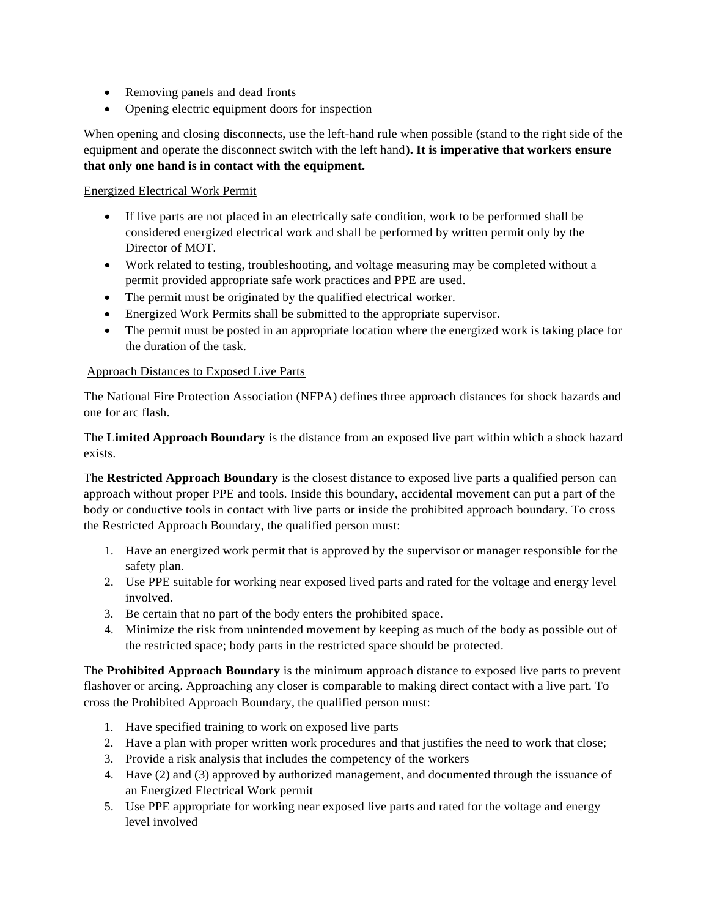- Removing panels and dead fronts
- Opening electric equipment doors for inspection

When opening and closing disconnects, use the left-hand rule when possible (stand to the right side of the equipment and operate the disconnect switch with the left hand**). It is imperative that workers ensure that only one hand is in contact with the equipment.**

<u>Energized Electrical Work Permit</u>

- If live parts are not placed in an electrically safe condition, work to be performed shall be considered energized electrical work and shall be performed by written permit only by the Director of MOT.
- Work related to testing, troubleshooting, and voltage measuring may be completed without a permit provided appropriate safe work practices and PPE are used.
- The permit must be originated by the qualified electrical worker.
- Energized Work Permits shall be submitted to the appropriate supervisor.
- The permit must be posted in an appropriate location where the energized work is taking place for the duration of the task.

<u>Approach Distances to Exposed Live Parts</u>

The National Fire Protection Association (NFPA) defines three approach distances for shock hazards and one for arc flash.

The **Limited Approach Boundary** is the distance from an exposed live part within which a shock hazard exists.

The **Restricted Approach Boundary** is the closest distance to exposed live parts a qualified person can approach without proper PPE and tools. Inside this boundary, accidental movement can put a part of the body or conductive tools in contact with live parts or inside the prohibited approach boundary. To cross the Restricted Approach Boundary, the qualified person must:

1. Have an energized work permit that is approved by the supervisor or manager responsible for the safety plan.
2. Use PPE suitable for working near exposed lived parts and rated for the voltage and energy level involved.
3. Be certain that no part of the body enters the prohibited space.
4. Minimize the risk from unintended movement by keeping as much of the body as possible out of the restricted space; body parts in the restricted space should be protected.

The **Prohibited Approach Boundary** is the minimum approach distance to exposed live parts to prevent flashover or arcing. Approaching any closer is comparable to making direct contact with a live part. To cross the Prohibited Approach Boundary, the qualified person must:

1. Have specified training to work on exposed live parts
2. Have a plan with proper written work procedures and that justifies the need to work that close;
3. Provide a risk analysis that includes the competency of the workers
4. Have (2) and (3) approved by authorized management, and documented through the issuance of an Energized Electrical Work permit
5. Use PPE appropriate for working near exposed live parts and rated for the voltage and energy level involved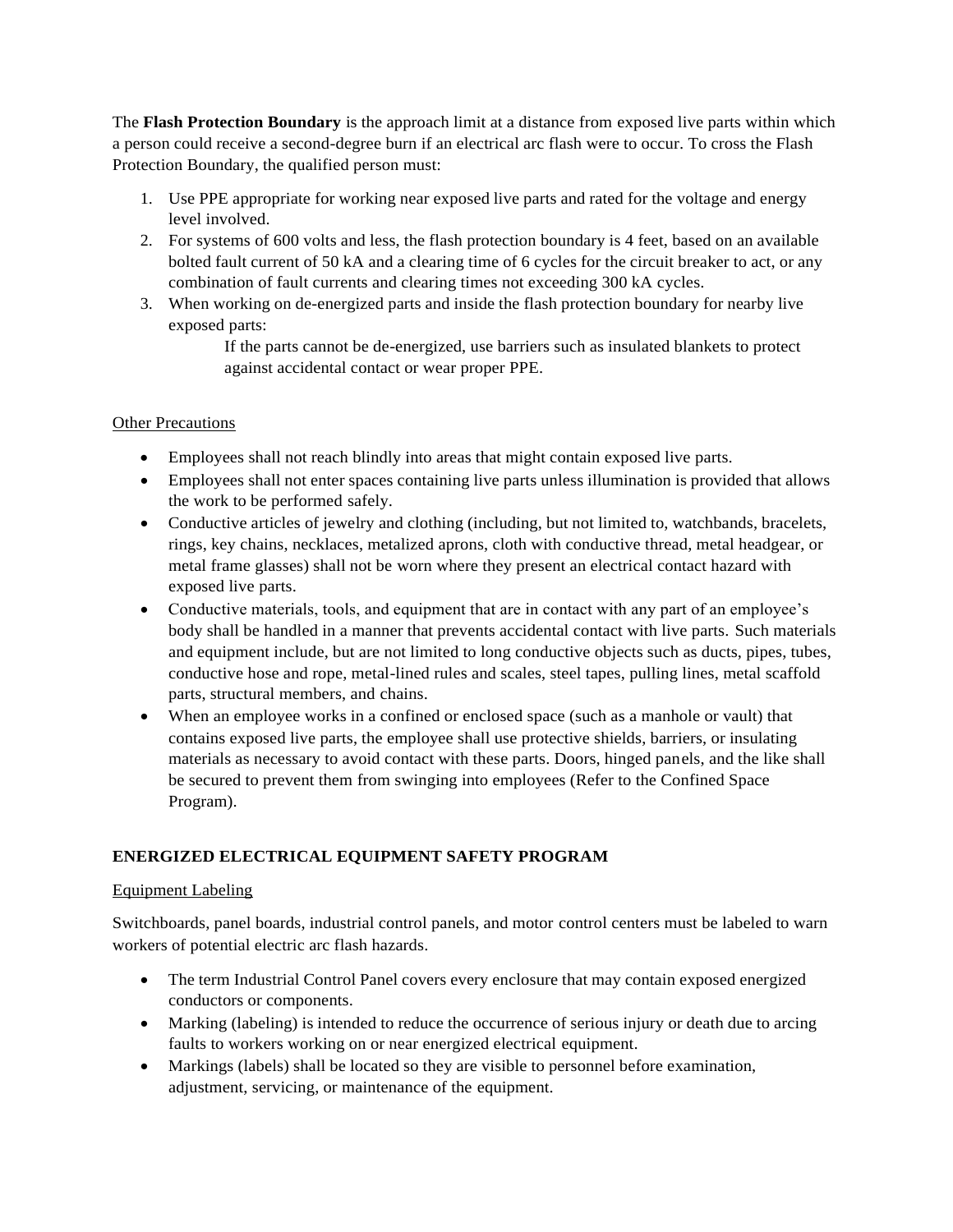The **Flash Protection Boundary** is the approach limit at a distance from exposed live parts within which a person could receive a second-degree burn if an electrical arc flash were to occur. To cross the Flash Protection Boundary, the qualified person must:

1. Use PPE appropriate for working near exposed live parts and rated for the voltage and energy level involved.
2. For systems of 600 volts and less, the flash protection boundary is 4 feet, based on an available bolted fault current of 50 kA and a clearing time of 6 cycles for the circuit breaker to act, or any combination of fault currents and clearing times not exceeding 300 kA cycles.
3. When working on de-energized parts and inside the flash protection boundary for nearby live exposed parts:

   If the parts cannot be de-energized, use barriers such as insulated blankets to protect against accidental contact or wear proper PPE.

<u>Other Precautions</u>

- Employees shall not reach blindly into areas that might contain exposed live parts.
- Employees shall not enter spaces containing live parts unless illumination is provided that allows the work to be performed safely.
- Conductive articles of jewelry and clothing (including, but not limited to, watchbands, bracelets, rings, key chains, necklaces, metalized aprons, cloth with conductive thread, metal headgear, or metal frame glasses) shall not be worn where they present an electrical contact hazard with exposed live parts.
- Conductive materials, tools, and equipment that are in contact with any part of an employee's body shall be handled in a manner that prevents accidental contact with live parts. Such materials and equipment include, but are not limited to long conductive objects such as ducts, pipes, tubes, conductive hose and rope, metal-lined rules and scales, steel tapes, pulling lines, metal scaffold parts, structural members, and chains.
- When an employee works in a confined or enclosed space (such as a manhole or vault) that contains exposed live parts, the employee shall use protective shields, barriers, or insulating materials as necessary to avoid contact with these parts. Doors, hinged panels, and the like shall be secured to prevent them from swinging into employees (Refer to the Confined Space Program).

## ENERGIZED ELECTRICAL EQUIPMENT SAFETY PROGRAM

<u>Equipment Labeling</u>

Switchboards, panel boards, industrial control panels, and motor control centers must be labeled to warn workers of potential electric arc flash hazards.

- The term Industrial Control Panel covers every enclosure that may contain exposed energized conductors or components.
- Marking (labeling) is intended to reduce the occurrence of serious injury or death due to arcing faults to workers working on or near energized electrical equipment.
- Markings (labels) shall be located so they are visible to personnel before examination, adjustment, servicing, or maintenance of the equipment.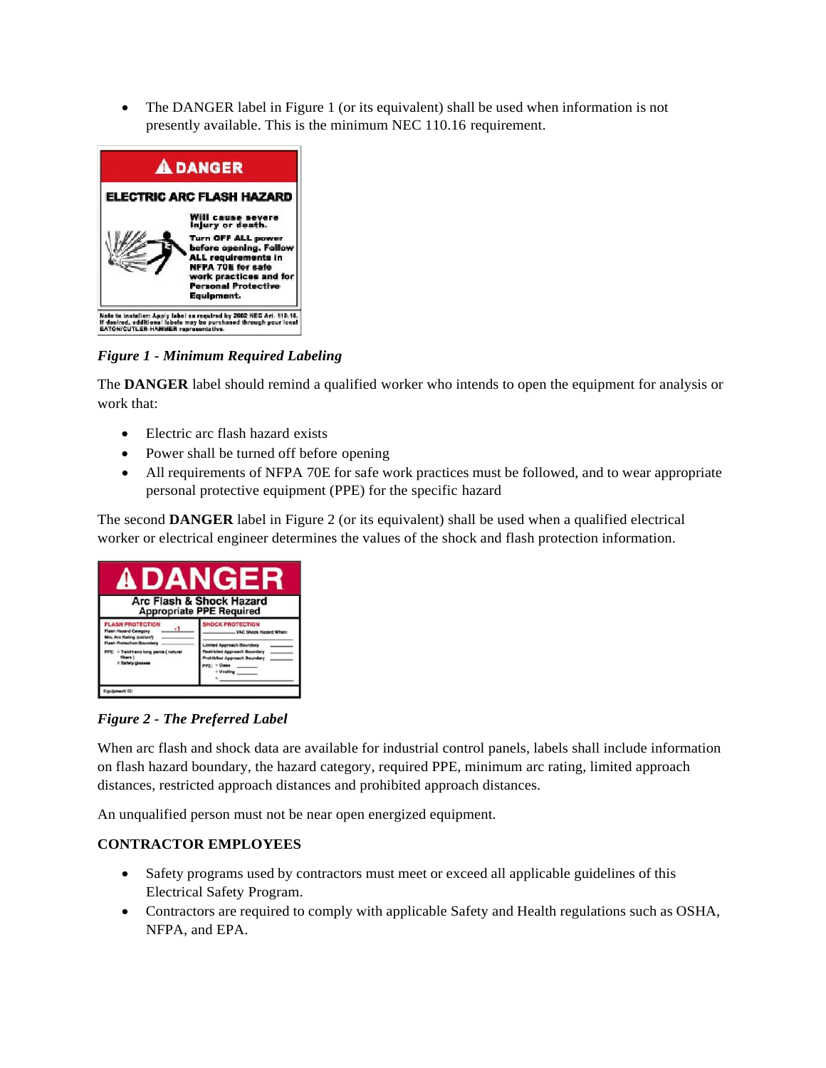- The DANGER label in Figure 1 (or its equivalent) shall be used when information is not presently available. This is the minimum NEC 110.16 requirement.

*Figure 1 - Minimum Required Labeling*

The **DANGER** label should remind a qualified worker who intends to open the equipment for analysis or work that:

- Electric arc flash hazard exists
- Power shall be turned off before opening
- All requirements of NFPA 70E for safe work practices must be followed, and to wear appropriate personal protective equipment (PPE) for the specific hazard

The second **DANGER** label in Figure 2 (or its equivalent) shall be used when a qualified electrical worker or electrical engineer determines the values of the shock and flash protection information.

*Figure 2 - The Preferred Label*

When arc flash and shock data are available for industrial control panels, labels shall include information on flash hazard boundary, the hazard category, required PPE, minimum arc rating, limited approach distances, restricted approach distances and prohibited approach distances.

An unqualified person must not be near open energized equipment.

**CONTRACTOR EMPLOYEES**

- Safety programs used by contractors must meet or exceed all applicable guidelines of this Electrical Safety Program.
- Contractors are required to comply with applicable Safety and Health regulations such as OSHA, NFPA, and EPA.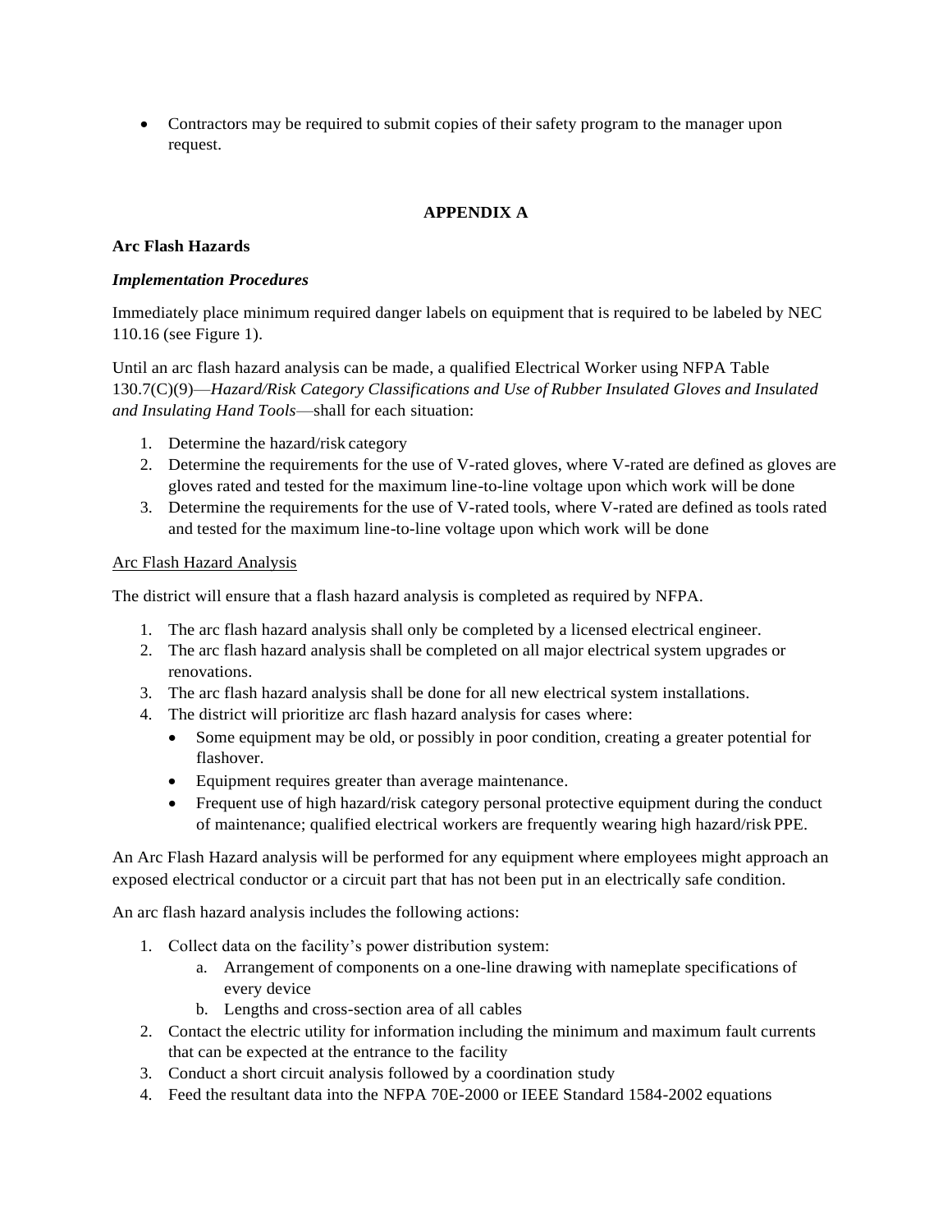- Contractors may be required to submit copies of their safety program to the manager upon request.

## APPENDIX A

**Arc Flash Hazards**

***Implementation Procedures***

Immediately place minimum required danger labels on equipment that is required to be labeled by NEC 110.16 (see Figure 1).

Until an arc flash hazard analysis can be made, a qualified Electrical Worker using NFPA Table 130.7(C)(9)—*Hazard/Risk Category Classifications and Use of Rubber Insulated Gloves and Insulated and Insulating Hand Tools*—shall for each situation:

1. Determine the hazard/risk category
2. Determine the requirements for the use of V-rated gloves, where V-rated are defined as gloves are gloves rated and tested for the maximum line-to-line voltage upon which work will be done
3. Determine the requirements for the use of V-rated tools, where V-rated are defined as tools rated and tested for the maximum line-to-line voltage upon which work will be done

<u>Arc Flash Hazard Analysis</u>

The district will ensure that a flash hazard analysis is completed as required by NFPA.

1. The arc flash hazard analysis shall only be completed by a licensed electrical engineer.
2. The arc flash hazard analysis shall be completed on all major electrical system upgrades or renovations.
3. The arc flash hazard analysis shall be done for all new electrical system installations.
4. The district will prioritize arc flash hazard analysis for cases where:
   - Some equipment may be old, or possibly in poor condition, creating a greater potential for flashover.
   - Equipment requires greater than average maintenance.
   - Frequent use of high hazard/risk category personal protective equipment during the conduct of maintenance; qualified electrical workers are frequently wearing high hazard/risk PPE.

An Arc Flash Hazard analysis will be performed for any equipment where employees might approach an exposed electrical conductor or a circuit part that has not been put in an electrically safe condition.

An arc flash hazard analysis includes the following actions:

1. Collect data on the facility's power distribution system:
   a. Arrangement of components on a one-line drawing with nameplate specifications of every device
   b. Lengths and cross-section area of all cables
2. Contact the electric utility for information including the minimum and maximum fault currents that can be expected at the entrance to the facility
3. Conduct a short circuit analysis followed by a coordination study
4. Feed the resultant data into the NFPA 70E-2000 or IEEE Standard 1584-2002 equations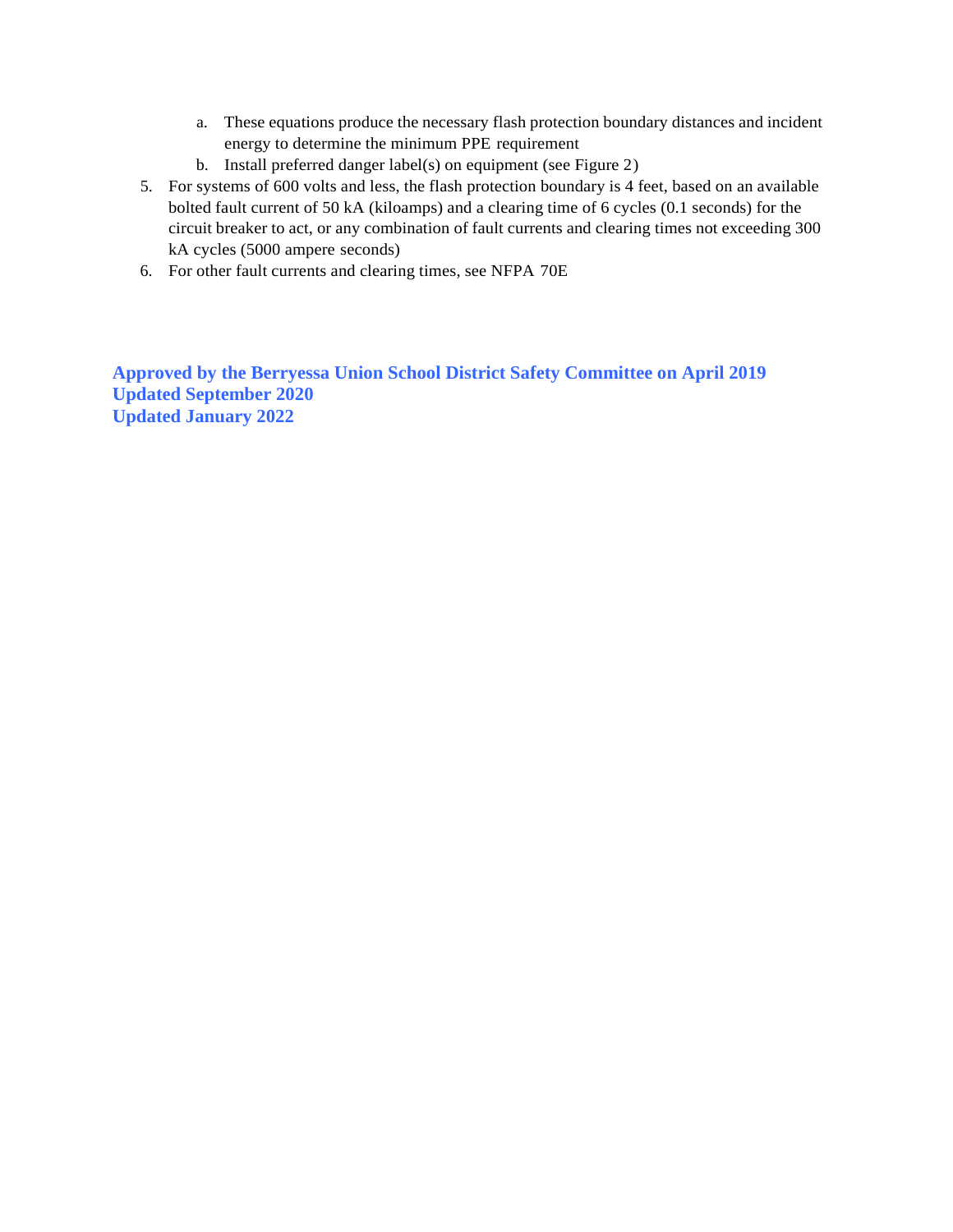a. These equations produce the necessary flash protection boundary distances and incident energy to determine the minimum PPE requirement
   b. Install preferred danger label(s) on equipment (see Figure 2)

5. For systems of 600 volts and less, the flash protection boundary is 4 feet, based on an available bolted fault current of 50 kA (kiloamps) and a clearing time of 6 cycles (0.1 seconds) for the circuit breaker to act, or any combination of fault currents and clearing times not exceeding 300 kA cycles (5000 ampere seconds)
6. For other fault currents and clearing times, see NFPA 70E

**Approved by the Berryessa Union School District Safety Committee on April 2019**
**Updated September 2020**
**Updated January 2022**